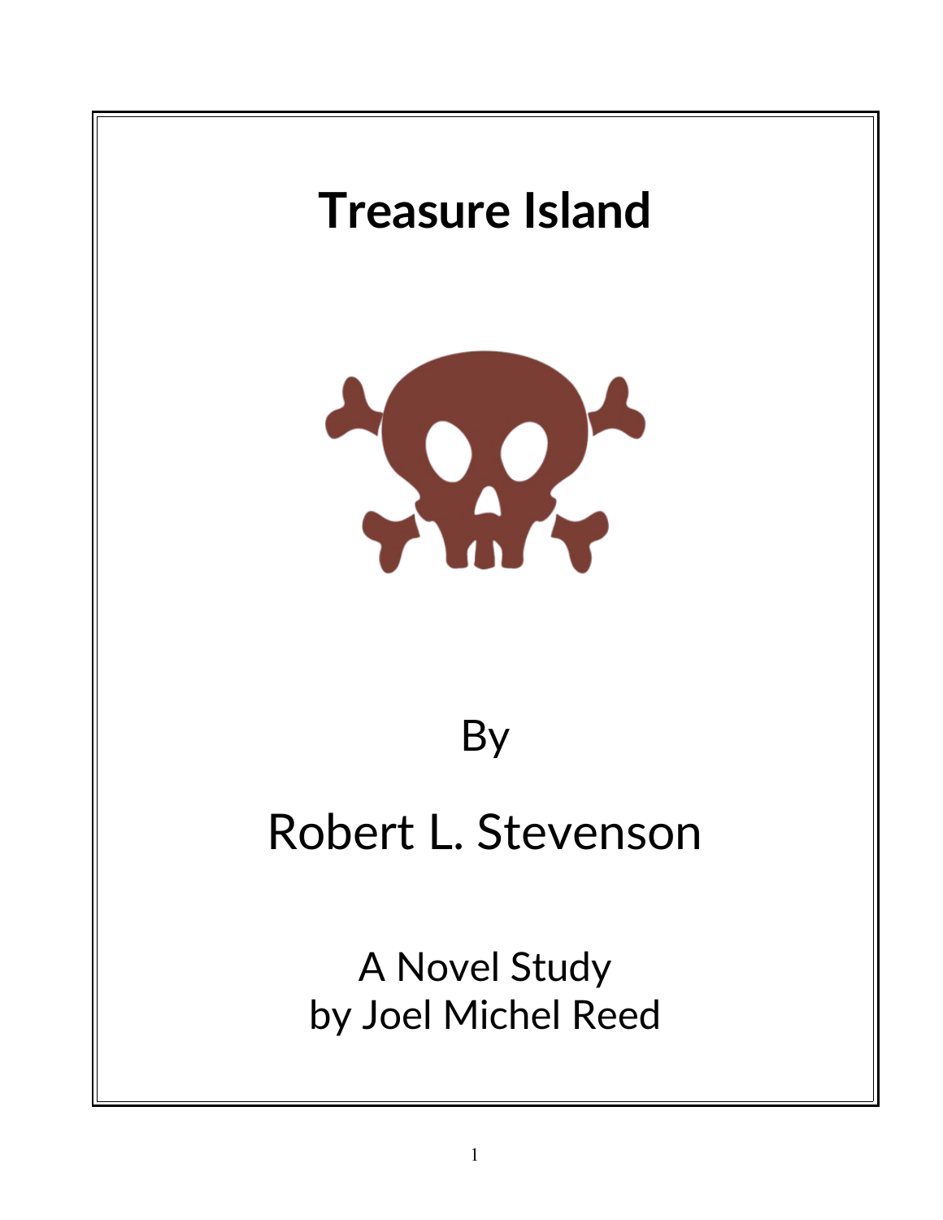# Treasure Island

By

Robert L. Stevenson

A Novel Study
by Joel Michel Reed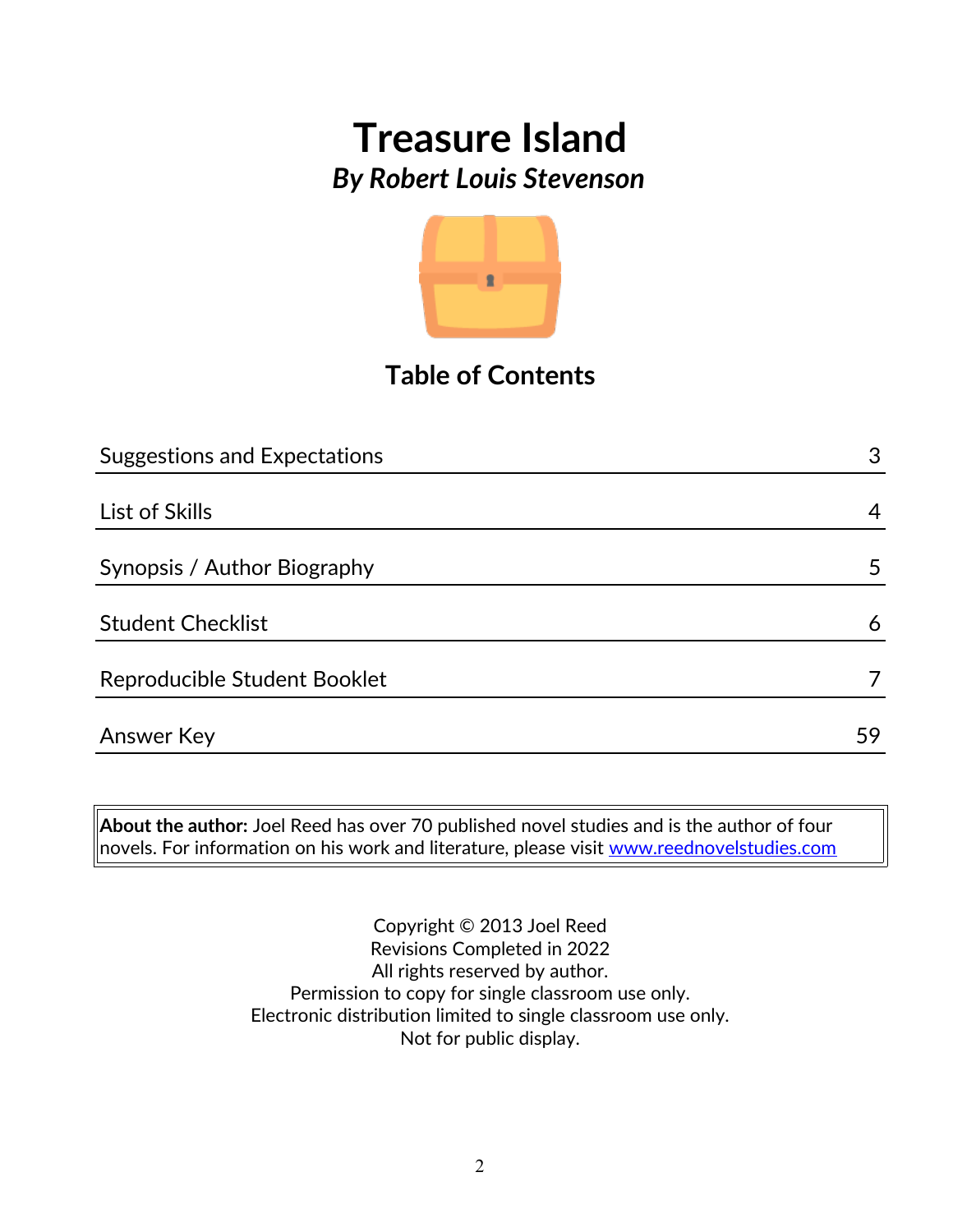# Treasure Island

***By Robert Louis Stevenson***

## Table of Contents

| Section | Page |
| --- | --- |
| Suggestions and Expectations | 3 |
| List of Skills | 4 |
| Synopsis / Author Biography | 5 |
| Student Checklist | 6 |
| Reproducible Student Booklet | 7 |
| Answer Key | 59 |

**About the author:** Joel Reed has over 70 published novel studies and is the author of four novels. For information on his work and literature, please visit www.reednovelstudies.com

Copyright © 2013 Joel Reed
Revisions Completed in 2022
All rights reserved by author.
Permission to copy for single classroom use only.
Electronic distribution limited to single classroom use only.
Not for public display.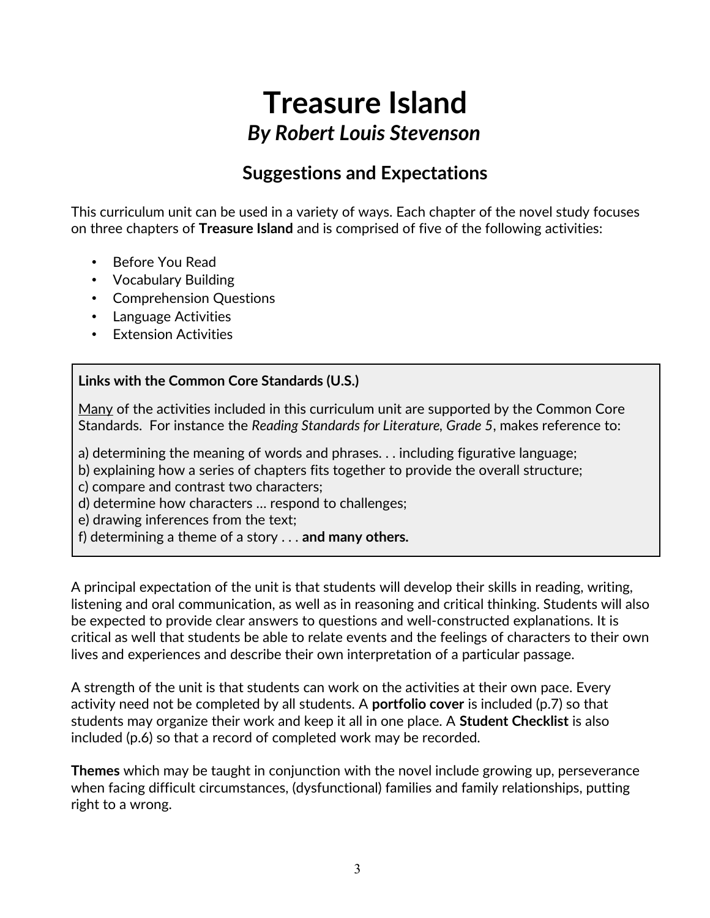# Treasure Island

## *By Robert Louis Stevenson*

### Suggestions and Expectations

This curriculum unit can be used in a variety of ways. Each chapter of the novel study focuses on three chapters of **Treasure Island** and is comprised of five of the following activities:

- Before You Read
- Vocabulary Building
- Comprehension Questions
- Language Activities
- Extension Activities

> **Links with the Common Core Standards (U.S.)**
>
> <u>Many</u> of the activities included in this curriculum unit are supported by the Common Core Standards. For instance the *Reading Standards for Literature, Grade 5*, makes reference to:
>
> a) determining the meaning of words and phrases. . . including figurative language;
> b) explaining how a series of chapters fits together to provide the overall structure;
> c) compare and contrast two characters;
> d) determine how characters … respond to challenges;
> e) drawing inferences from the text;
> f) determining a theme of a story . . . **and many others.**

A principal expectation of the unit is that students will develop their skills in reading, writing, listening and oral communication, as well as in reasoning and critical thinking. Students will also be expected to provide clear answers to questions and well-constructed explanations. It is critical as well that students be able to relate events and the feelings of characters to their own lives and experiences and describe their own interpretation of a particular passage.

A strength of the unit is that students can work on the activities at their own pace. Every activity need not be completed by all students. A **portfolio cover** is included (p.7) so that students may organize their work and keep it all in one place. A **Student Checklist** is also included (p.6) so that a record of completed work may be recorded.

**Themes** which may be taught in conjunction with the novel include growing up, perseverance when facing difficult circumstances, (dysfunctional) families and family relationships, putting right to a wrong.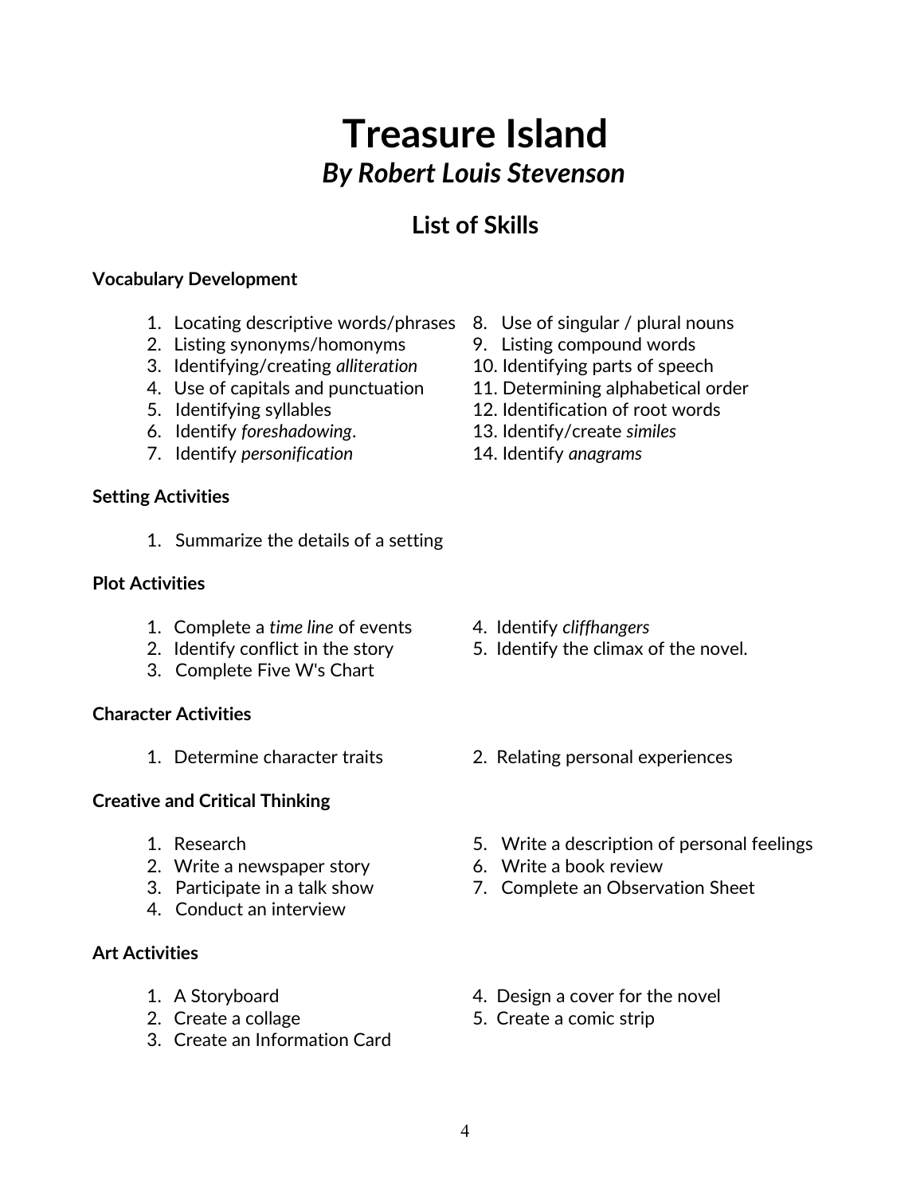# Treasure Island

## *By Robert Louis Stevenson*

## List of Skills

**Vocabulary Development**

1. Locating descriptive words/phrases
2. Listing synonyms/homonyms
3. Identifying/creating *alliteration*
4. Use of capitals and punctuation
5. Identifying syllables
6. Identify *foreshadowing*.
7. Identify *personification*
8. Use of singular / plural nouns
9. Listing compound words
10. Identifying parts of speech
11. Determining alphabetical order
12. Identification of root words
13. Identify/create *similes*
14. Identify *anagrams*

**Setting Activities**

1. Summarize the details of a setting

**Plot Activities**

1. Complete a *time line* of events
2. Identify conflict in the story
3. Complete Five W's Chart
4. Identify *cliffhangers*
5. Identify the climax of the novel.

**Character Activities**

1. Determine character traits
2. Relating personal experiences

**Creative and Critical Thinking**

1. Research
2. Write a newspaper story
3. Participate in a talk show
4. Conduct an interview
5. Write a description of personal feelings
6. Write a book review
7. Complete an Observation Sheet

**Art Activities**

1. A Storyboard
2. Create a collage
3. Create an Information Card
4. Design a cover for the novel
5. Create a comic strip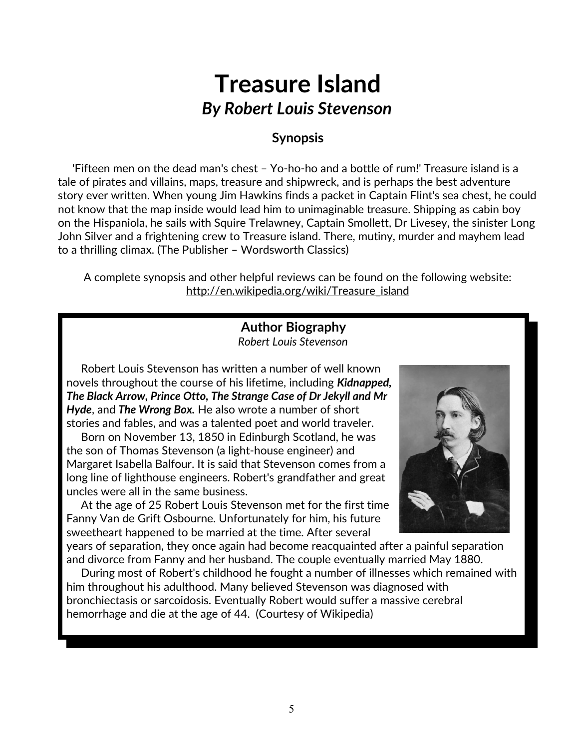# Treasure Island

## *By Robert Louis Stevenson*

### Synopsis

'Fifteen men on the dead man's chest – Yo-ho-ho and a bottle of rum!' Treasure island is a tale of pirates and villains, maps, treasure and shipwreck, and is perhaps the best adventure story ever written. When young Jim Hawkins finds a packet in Captain Flint's sea chest, he could not know that the map inside would lead him to unimaginable treasure. Shipping as cabin boy on the Hispaniola, he sails with Squire Trelawney, Captain Smollett, Dr Livesey, the sinister Long John Silver and a frightening crew to Treasure island. There, mutiny, murder and mayhem lead to a thrilling climax. (The Publisher – Wordsworth Classics)

A complete synopsis and other helpful reviews can be found on the following website: http://en.wikipedia.org/wiki/Treasure_island

### Author Biography

*Robert Louis Stevenson*

Robert Louis Stevenson has written a number of well known novels throughout the course of his lifetime, including ***Kidnapped, The Black Arrow, Prince Otto, The Strange Case of Dr Jekyll and Mr Hyde***, and ***The Wrong Box.*** He also wrote a number of short stories and fables, and was a talented poet and world traveler.

Born on November 13, 1850 in Edinburgh Scotland, he was the son of Thomas Stevenson (a light-house engineer) and Margaret Isabella Balfour. It is said that Stevenson comes from a long line of lighthouse engineers. Robert's grandfather and great uncles were all in the same business.

At the age of 25 Robert Louis Stevenson met for the first time Fanny Van de Grift Osbourne. Unfortunately for him, his future sweetheart happened to be married at the time. After several years of separation, they once again had become reacquainted after a painful separation and divorce from Fanny and her husband. The couple eventually married May 1880.

During most of Robert's childhood he fought a number of illnesses which remained with him throughout his adulthood. Many believed Stevenson was diagnosed with bronchiectasis or sarcoidosis. Eventually Robert would suffer a massive cerebral hemorrhage and die at the age of 44. (Courtesy of Wikipedia)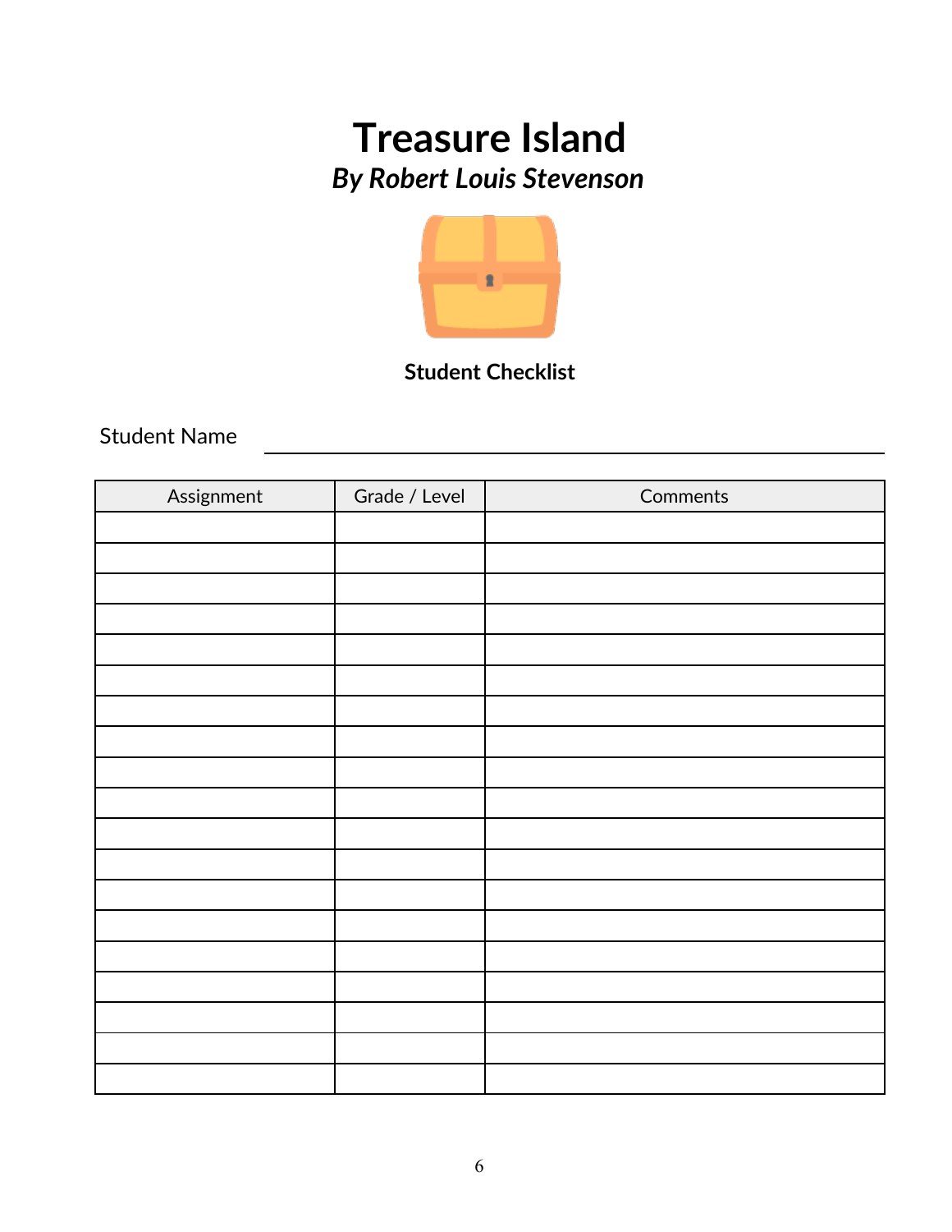# Treasure Island

***By Robert Louis Stevenson***

**Student Checklist**

Student Name ______________________________

| Assignment | Grade / Level | Comments |
|---|---|---|
| | | |
| | | |
| | | |
| | | |
| | | |
| | | |
| | | |
| | | |
| | | |
| | | |
| | | |
| | | |
| | | |
| | | |
| | | |
| | | |
| | | |
| | | |
| | | |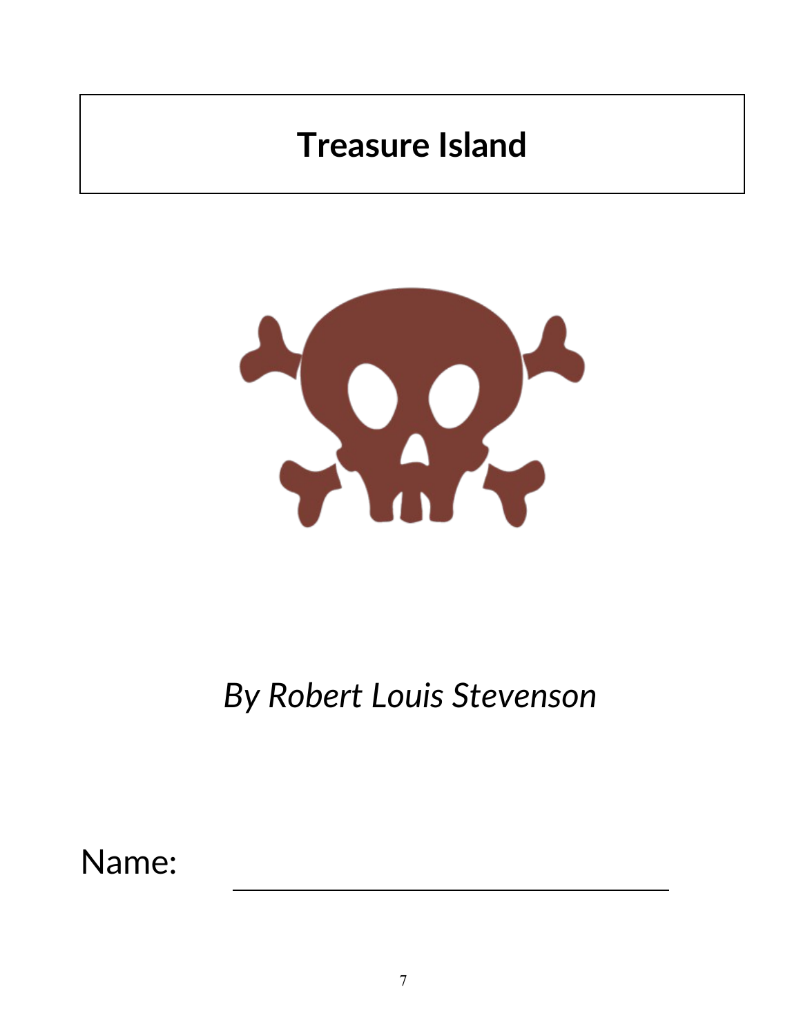# Treasure Island

*By Robert Louis Stevenson*

Name: ______________________________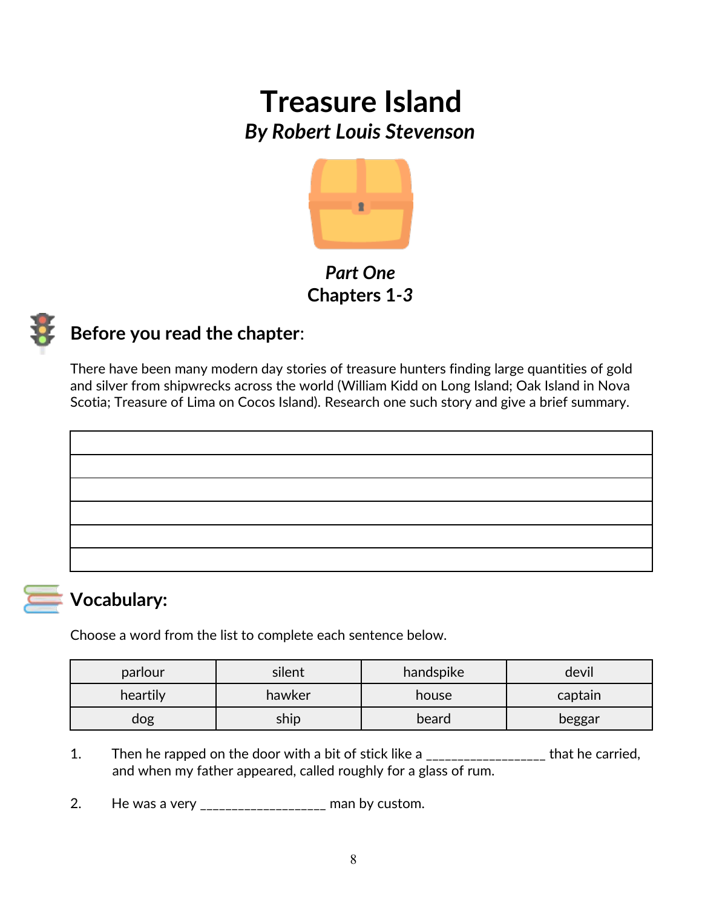# Treasure Island

### *By Robert Louis Stevenson*

***Part One***

**Chapters 1-3**

## Before you read the chapter:

There have been many modern day stories of treasure hunters finding large quantities of gold and silver from shipwrecks across the world (William Kidd on Long Island; Oak Island in Nova Scotia; Treasure of Lima on Cocos Island). Research one such story and give a brief summary.

| |
|---|
| |
| |
| |
| |
| |
| |

## Vocabulary:

Choose a word from the list to complete each sentence below.

| | | | |
|---|---|---|---|
| parlour | silent | handspike | devil |
| heartily | hawker | house | captain |
| dog | ship | beard | beggar |

1. Then he rapped on the door with a bit of stick like a _________________ that he carried, and when my father appeared, called roughly for a glass of rum.

2. He was a very __________________ man by custom.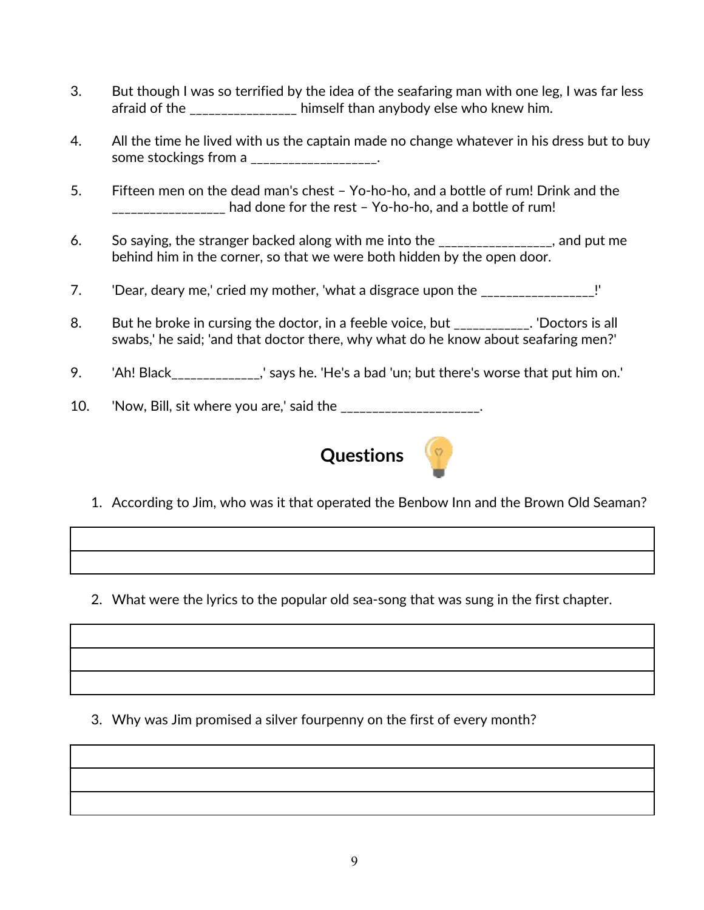3. But though I was so terrified by the idea of the seafaring man with one leg, I was far less afraid of the ________________ himself than anybody else who knew him.

4. All the time he lived with us the captain made no change whatever in his dress but to buy some stockings from a ___________________.

5. Fifteen men on the dead man's chest – Yo-ho-ho, and a bottle of rum! Drink and the _________________ had done for the rest – Yo-ho-ho, and a bottle of rum!

6. So saying, the stranger backed along with me into the _________________, and put me behind him in the corner, so that we were both hidden by the open door.

7. 'Dear, deary me,' cried my mother, 'what a disgrace upon the _________________!'

8. But he broke in cursing the doctor, in a feeble voice, but ___________. 'Doctors is all swabs,' he said; 'and that doctor there, why what do he know about seafaring men?'

9. 'Ah! Black_____________,' says he. 'He's a bad 'un; but there's worse that put him on.'

10. 'Now, Bill, sit where you are,' said the _____________________.

## Questions

1. According to Jim, who was it that operated the Benbow Inn and the Brown Old Seaman?

| |
|---|
| |

2. What were the lyrics to the popular old sea-song that was sung in the first chapter.

| |
|---|
| |
| |

3. Why was Jim promised a silver fourpenny on the first of every month?

| |
|---|
| |
| |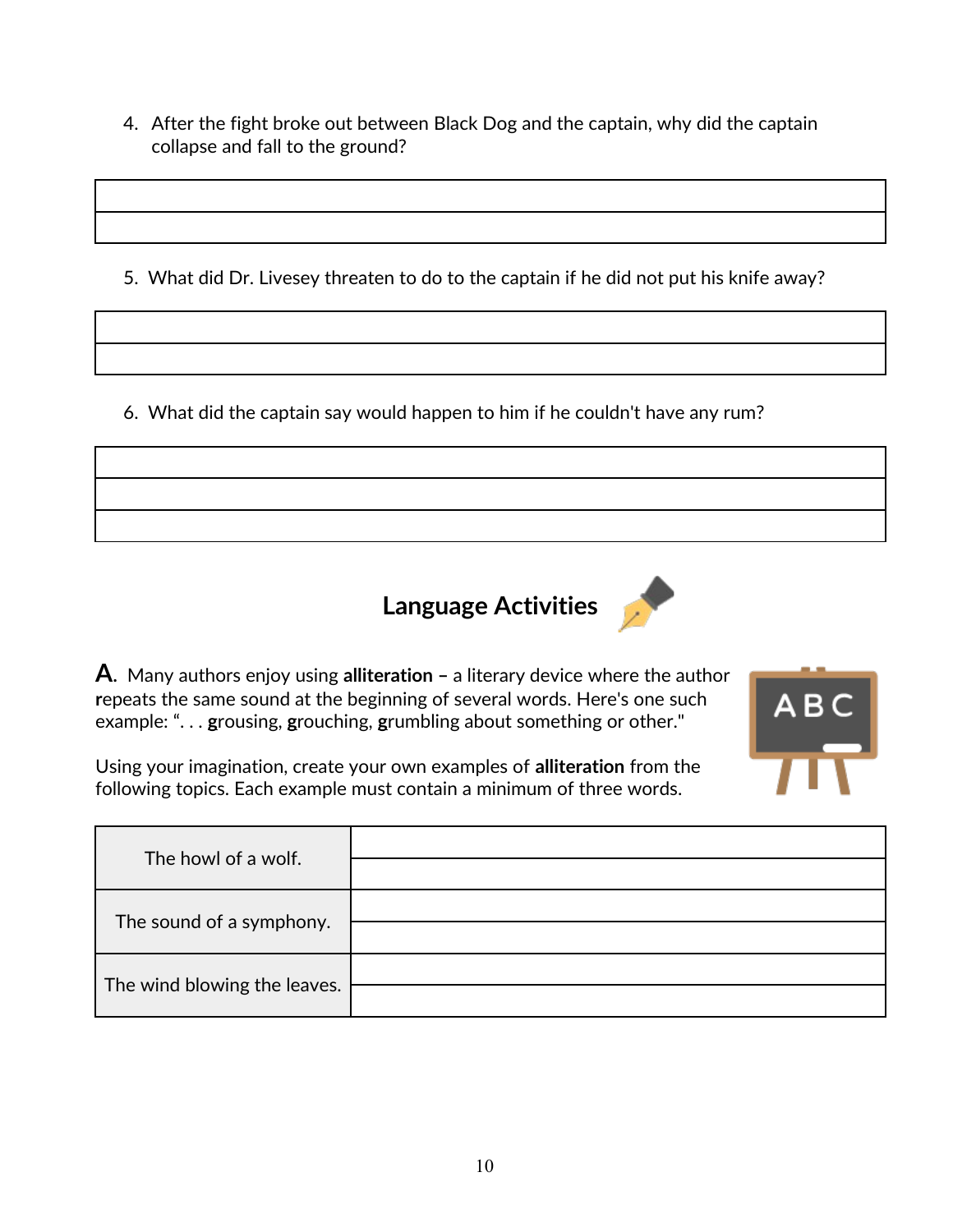4. After the fight broke out between Black Dog and the captain, why did the captain collapse and fall to the ground?

| |
|---|
| |

5. What did Dr. Livesey threaten to do to the captain if he did not put his knife away?

| |
|---|
| |

6. What did the captain say would happen to him if he couldn't have any rum?

| |
|---|
| |
| |

## Language Activities

**A.** Many authors enjoy using **alliteration –** a literary device where the author **r**epeats the same sound at the beginning of several words. Here's one such example: ". . . **g**rousing, **g**rouching, **g**rumbling about something or other."

Using your imagination, create your own examples of **alliteration** from the following topics. Each example must contain a minimum of three words.

| | |
|---|---|
| The howl of a wolf. | |
| The sound of a symphony. | |
| The wind blowing the leaves. | |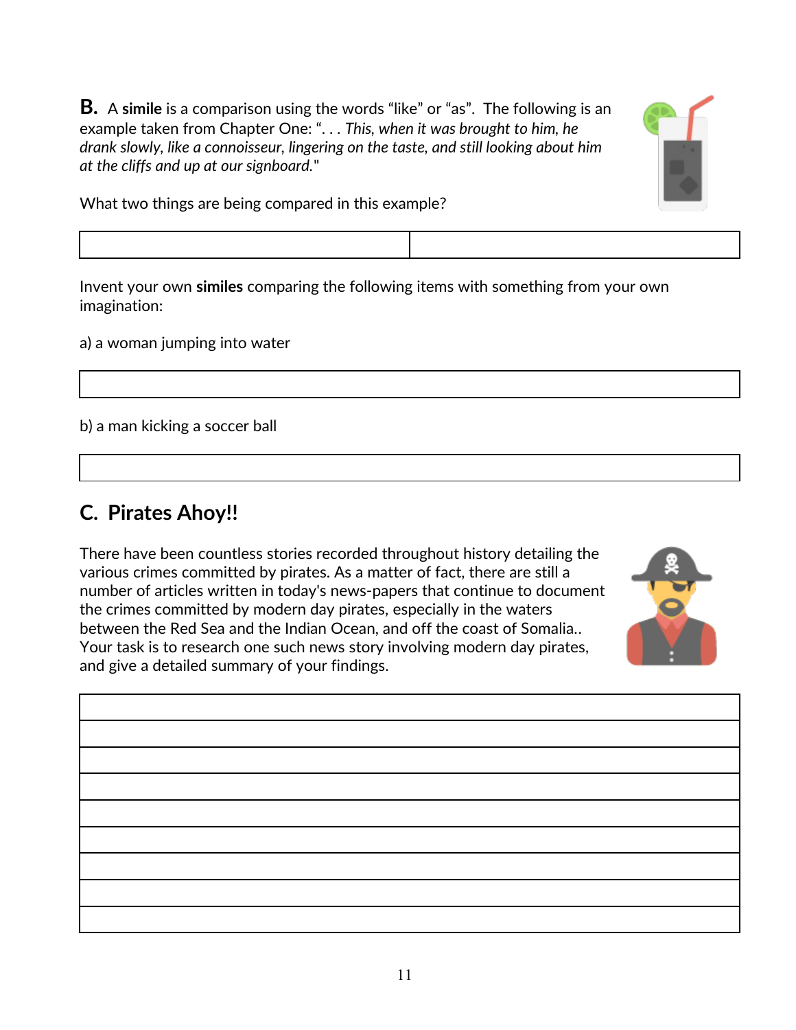**B.** A **simile** is a comparison using the words "like" or "as". The following is an example taken from Chapter One: "*. . . This, when it was brought to him, he drank slowly, like a connoisseur, lingering on the taste, and still looking about him at the cliffs and up at our signboard.*"

What two things are being compared in this example?

| | |
|---|---|
| | |

Invent your own **similes** comparing the following items with something from your own imagination:

a) a woman jumping into water

| |
|---|
| |

b) a man kicking a soccer ball

| |
|---|
| |

## C. Pirates Ahoy!!

There have been countless stories recorded throughout history detailing the various crimes committed by pirates. As a matter of fact, there are still a number of articles written in today's news-papers that continue to document the crimes committed by modern day pirates, especially in the waters between the Red Sea and the Indian Ocean, and off the coast of Somalia.. Your task is to research one such news story involving modern day pirates, and give a detailed summary of your findings.

| |
|---|
| |
| |
| |
| |
| |
| |
| |
| |
| |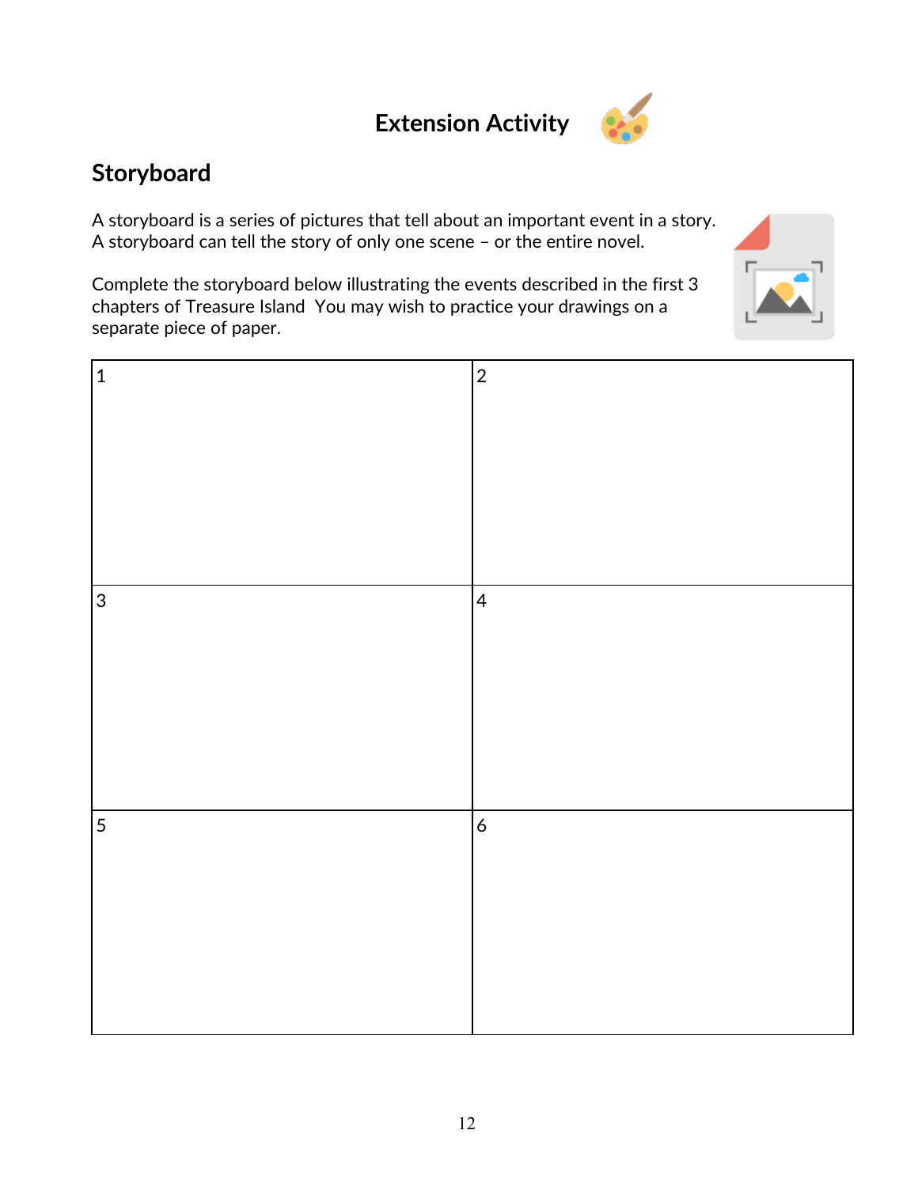# Extension Activity

## Storyboard

A storyboard is a series of pictures that tell about an important event in a story. A storyboard can tell the story of only one scene – or the entire novel.

Complete the storyboard below illustrating the events described in the first 3 chapters of Treasure Island  You may wish to practice your drawings on a separate piece of paper.

| | |
|---|---|
| 1 | 2 |
| 3 | 4 |
| 5 | 6 |